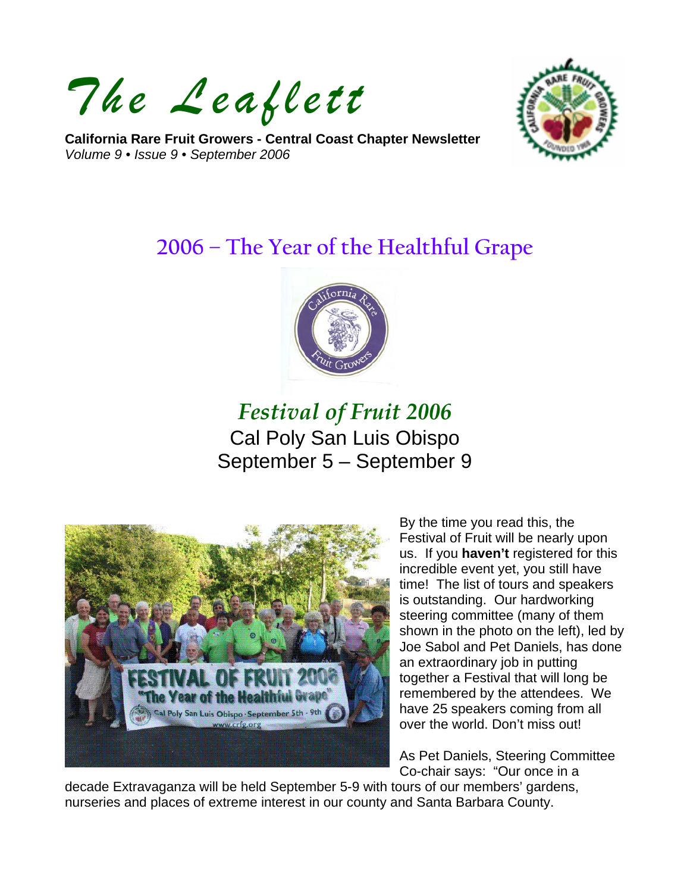# *The Leaflett*

**California Rare Fruit Growers - Central Coast Chapter Newsletter**
*Volume 9 • Issue 9 • September 2006*

## 2006 – The Year of the Healthful Grape

### *Festival of Fruit 2006*

Cal Poly San Luis Obispo
September 5 – September 9

By the time you read this, the Festival of Fruit will be nearly upon us. If you **haven't** registered for this incredible event yet, you still have time! The list of tours and speakers is outstanding. Our hardworking steering committee (many of them shown in the photo on the left), led by Joe Sabol and Pet Daniels, has done an extraordinary job in putting together a Festival that will long be remembered by the attendees. We have 25 speakers coming from all over the world. Don't miss out!

As Pet Daniels, Steering Committee Co-chair says: "Our once in a decade Extravaganza will be held September 5-9 with tours of our members' gardens, nurseries and places of extreme interest in our county and Santa Barbara County.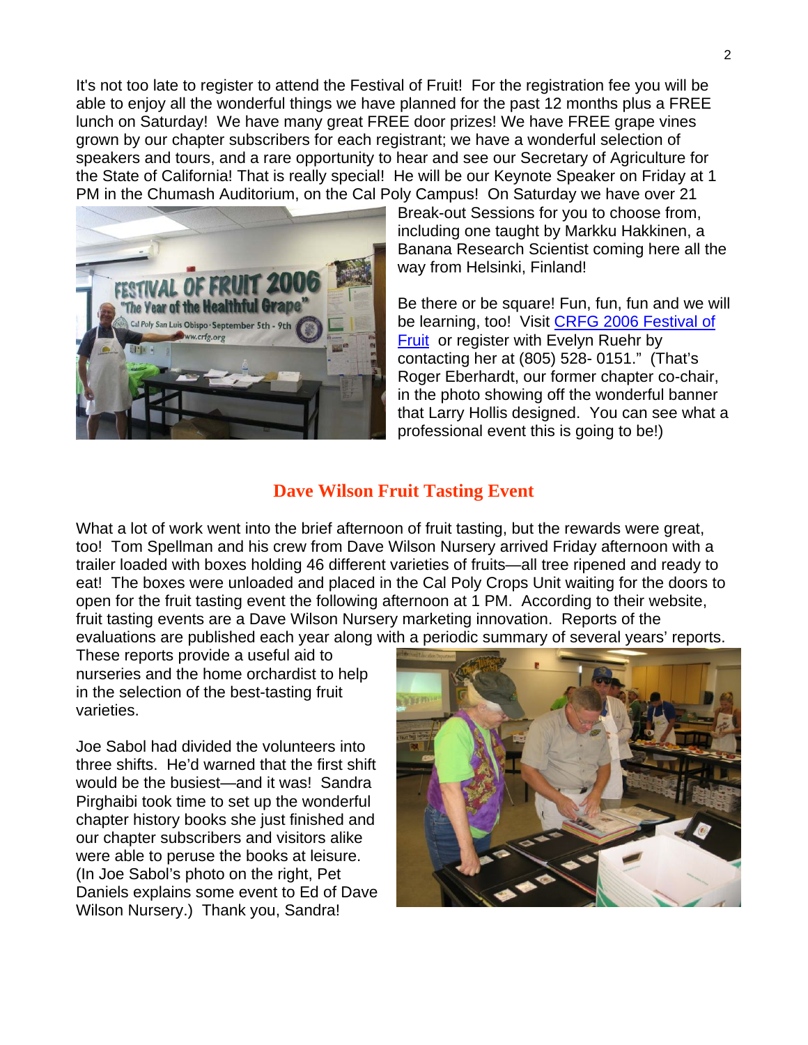It's not too late to register to attend the Festival of Fruit! For the registration fee you will be able to enjoy all the wonderful things we have planned for the past 12 months plus a FREE lunch on Saturday! We have many great FREE door prizes! We have FREE grape vines grown by our chapter subscribers for each registrant; we have a wonderful selection of speakers and tours, and a rare opportunity to hear and see our Secretary of Agriculture for the State of California! That is really special! He will be our Keynote Speaker on Friday at 1 PM in the Chumash Auditorium, on the Cal Poly Campus! On Saturday we have over 21 Break-out Sessions for you to choose from, including one taught by Markku Hakkinen, a Banana Research Scientist coming here all the way from Helsinki, Finland!

Be there or be square! Fun, fun, fun and we will be learning, too! Visit [CRFG 2006 Festival of Fruit]() or register with Evelyn Ruehr by contacting her at (805) 528- 0151." (That's Roger Eberhardt, our former chapter co-chair, in the photo showing off the wonderful banner that Larry Hollis designed. You can see what a professional event this is going to be!)

## Dave Wilson Fruit Tasting Event

What a lot of work went into the brief afternoon of fruit tasting, but the rewards were great, too! Tom Spellman and his crew from Dave Wilson Nursery arrived Friday afternoon with a trailer loaded with boxes holding 46 different varieties of fruits—all tree ripened and ready to eat! The boxes were unloaded and placed in the Cal Poly Crops Unit waiting for the doors to open for the fruit tasting event the following afternoon at 1 PM. According to their website, fruit tasting events are a Dave Wilson Nursery marketing innovation. Reports of the evaluations are published each year along with a periodic summary of several years' reports. These reports provide a useful aid to nurseries and the home orchardist to help in the selection of the best-tasting fruit varieties.

Joe Sabol had divided the volunteers into three shifts. He'd warned that the first shift would be the busiest—and it was! Sandra Pirghaibi took time to set up the wonderful chapter history books she just finished and our chapter subscribers and visitors alike were able to peruse the books at leisure. (In Joe Sabol's photo on the right, Pet Daniels explains some event to Ed of Dave Wilson Nursery.) Thank you, Sandra!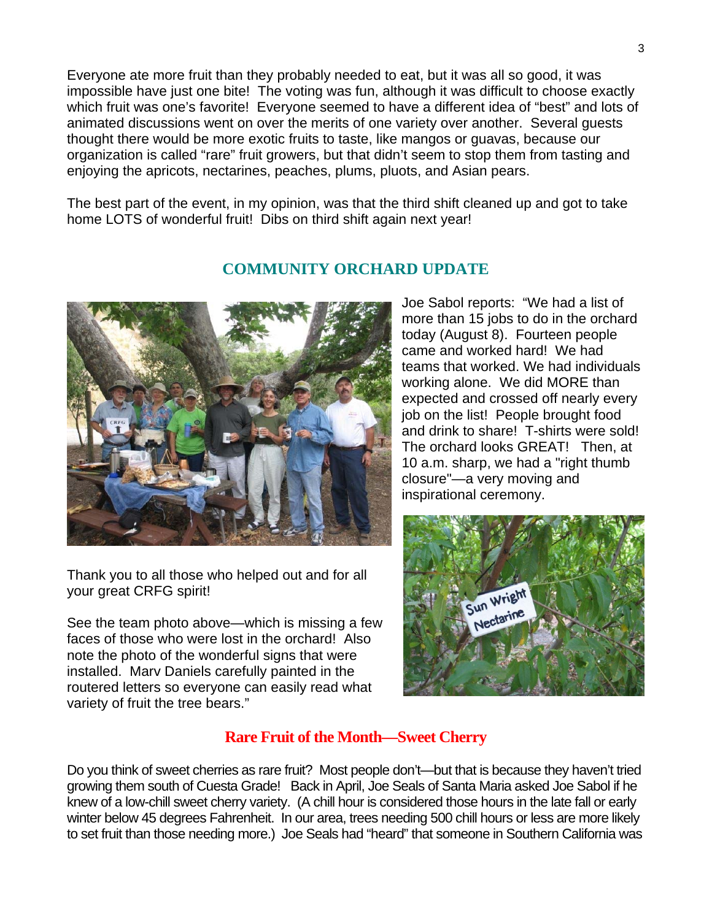Everyone ate more fruit than they probably needed to eat, but it was all so good, it was impossible have just one bite! The voting was fun, although it was difficult to choose exactly which fruit was one's favorite! Everyone seemed to have a different idea of "best" and lots of animated discussions went on over the merits of one variety over another. Several guests thought there would be more exotic fruits to taste, like mangos or guavas, because our organization is called "rare" fruit growers, but that didn't seem to stop them from tasting and enjoying the apricots, nectarines, peaches, plums, pluots, and Asian pears.

The best part of the event, in my opinion, was that the third shift cleaned up and got to take home LOTS of wonderful fruit! Dibs on third shift again next year!

## COMMUNITY ORCHARD UPDATE

Joe Sabol reports: "We had a list of more than 15 jobs to do in the orchard today (August 8). Fourteen people came and worked hard! We had teams that worked. We had individuals working alone. We did MORE than expected and crossed off nearly every job on the list! People brought food and drink to share! T-shirts were sold! The orchard looks GREAT! Then, at 10 a.m. sharp, we had a "right thumb closure"—a very moving and inspirational ceremony.

Thank you to all those who helped out and for all your great CRFG spirit!

See the team photo above—which is missing a few faces of those who were lost in the orchard! Also note the photo of the wonderful signs that were installed. Marv Daniels carefully painted in the routered letters so everyone can easily read what variety of fruit the tree bears."

## Rare Fruit of the Month—Sweet Cherry

Do you think of sweet cherries as rare fruit? Most people don't—but that is because they haven't tried growing them south of Cuesta Grade! Back in April, Joe Seals of Santa Maria asked Joe Sabol if he knew of a low-chill sweet cherry variety. (A chill hour is considered those hours in the late fall or early winter below 45 degrees Fahrenheit. In our area, trees needing 500 chill hours or less are more likely to set fruit than those needing more.) Joe Seals had "heard" that someone in Southern California was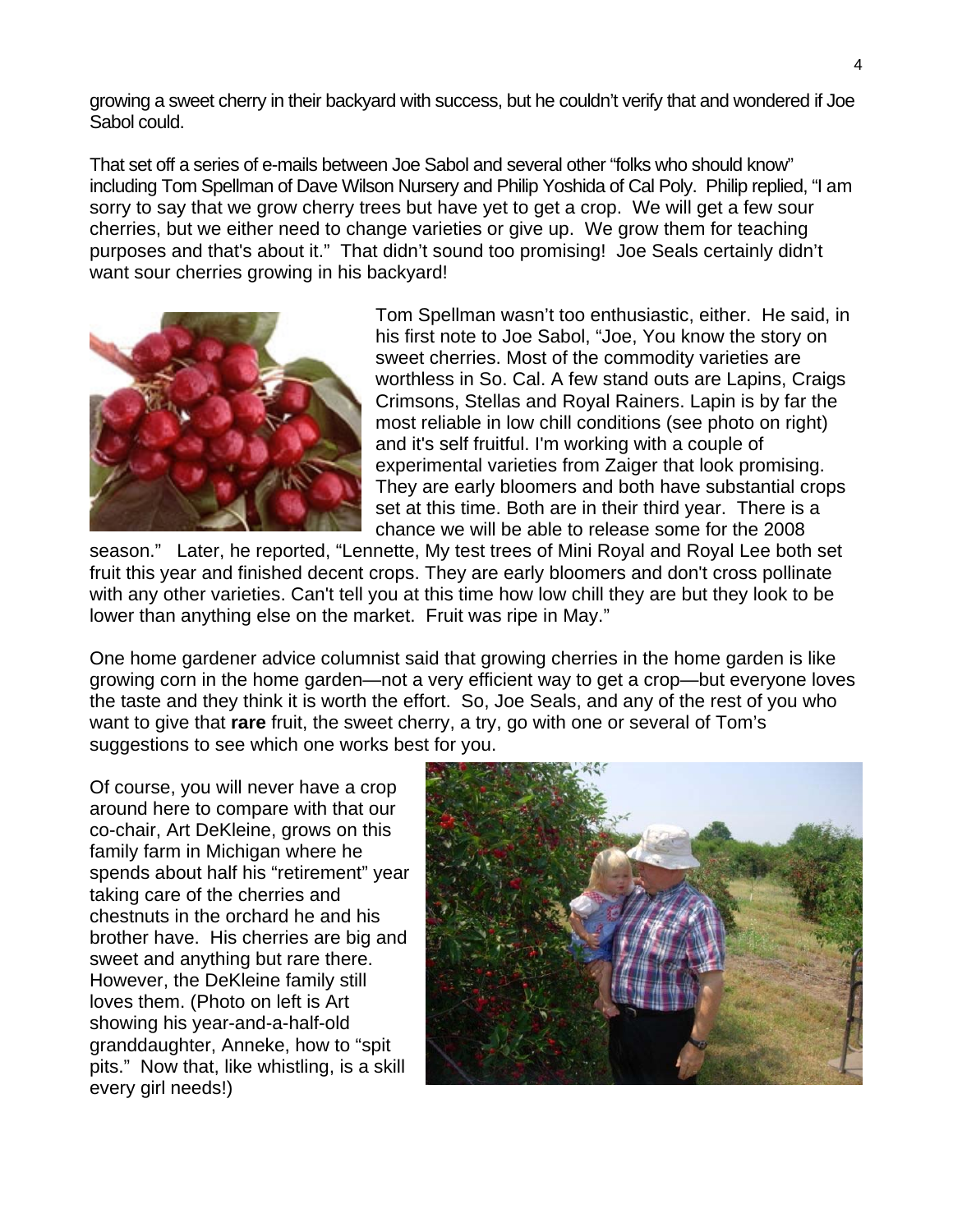growing a sweet cherry in their backyard with success, but he couldn't verify that and wondered if Joe Sabol could.

That set off a series of e-mails between Joe Sabol and several other "folks who should know" including Tom Spellman of Dave Wilson Nursery and Philip Yoshida of Cal Poly. Philip replied, "I am sorry to say that we grow cherry trees but have yet to get a crop. We will get a few sour cherries, but we either need to change varieties or give up. We grow them for teaching purposes and that's about it." That didn't sound too promising! Joe Seals certainly didn't want sour cherries growing in his backyard!

Tom Spellman wasn't too enthusiastic, either. He said, in his first note to Joe Sabol, "Joe, You know the story on sweet cherries. Most of the commodity varieties are worthless in So. Cal. A few stand outs are Lapins, Craigs Crimsons, Stellas and Royal Rainers. Lapin is by far the most reliable in low chill conditions (see photo on right) and it's self fruitful. I'm working with a couple of experimental varieties from Zaiger that look promising. They are early bloomers and both have substantial crops set at this time. Both are in their third year. There is a chance we will be able to release some for the 2008 season." Later, he reported, "Lennette, My test trees of Mini Royal and Royal Lee both set fruit this year and finished decent crops. They are early bloomers and don't cross pollinate with any other varieties. Can't tell you at this time how low chill they are but they look to be lower than anything else on the market. Fruit was ripe in May."

One home gardener advice columnist said that growing cherries in the home garden is like growing corn in the home garden—not a very efficient way to get a crop—but everyone loves the taste and they think it is worth the effort. So, Joe Seals, and any of the rest of you who want to give that **rare** fruit, the sweet cherry, a try, go with one or several of Tom's suggestions to see which one works best for you.

Of course, you will never have a crop around here to compare with that our co-chair, Art DeKleine, grows on this family farm in Michigan where he spends about half his "retirement" year taking care of the cherries and chestnuts in the orchard he and his brother have. His cherries are big and sweet and anything but rare there. However, the DeKleine family still loves them. (Photo on left is Art showing his year-and-a-half-old granddaughter, Anneke, how to "spit pits." Now that, like whistling, is a skill every girl needs!)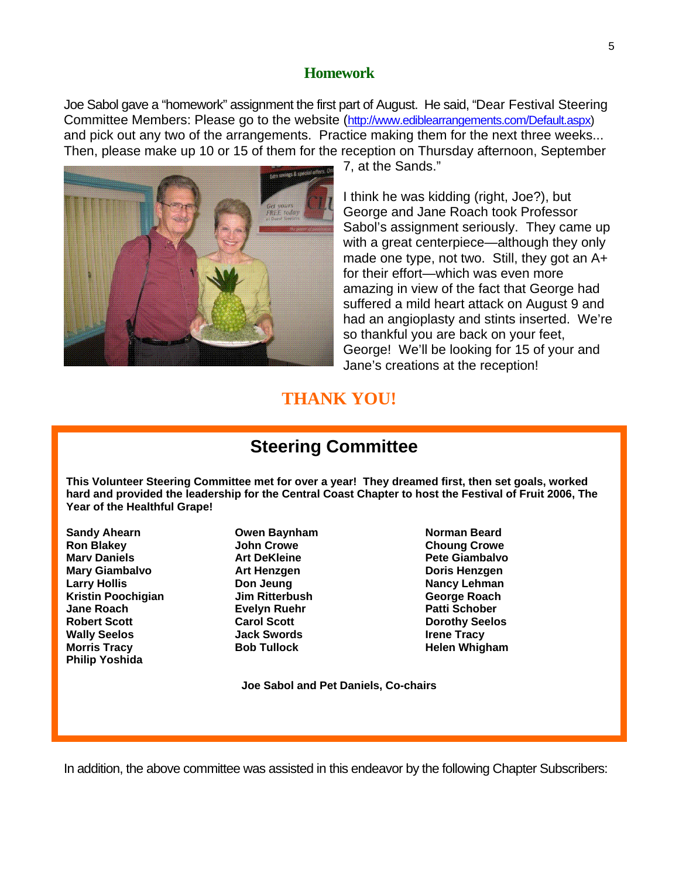## Homework

Joe Sabol gave a "homework" assignment the first part of August. He said, "Dear Festival Steering Committee Members: Please go to the website (http://www.ediblearrangements.com/Default.aspx) and pick out any two of the arrangements. Practice making them for the next three weeks... Then, please make up 10 or 15 of them for the reception on Thursday afternoon, September 7, at the Sands."

I think he was kidding (right, Joe?), but George and Jane Roach took Professor Sabol's assignment seriously. They came up with a great centerpiece—although they only made one type, not two. Still, they got an A+ for their effort—which was even more amazing in view of the fact that George had suffered a mild heart attack on August 9 and had an angioplasty and stints inserted. We're so thankful you are back on your feet, George! We'll be looking for 15 of your and Jane's creations at the reception!

## THANK YOU!

## Steering Committee

**This Volunteer Steering Committee met for over a year! They dreamed first, then set goals, worked hard and provided the leadership for the Central Coast Chapter to host the Festival of Fruit 2006, The Year of the Healthful Grape!**

**Sandy Ahearn**
**Ron Blakey**
**Marv Daniels**
**Mary Giambalvo**
**Larry Hollis**
**Kristin Poochigian**
**Jane Roach**
**Robert Scott**
**Wally Seelos**
**Morris Tracy**
**Philip Yoshida**
**Owen Baynham**
**John Crowe**
**Art DeKleine**
**Art Henzgen**
**Don Jeung**
**Jim Ritterbush**
**Evelyn Ruehr**
**Carol Scott**
**Jack Swords**
**Bob Tullock**
**Norman Beard**
**Choung Crowe**
**Pete Giambalvo**
**Doris Henzgen**
**Nancy Lehman**
**George Roach**
**Patti Schober**
**Dorothy Seelos**
**Irene Tracy**
**Helen Whigham**

**Joe Sabol and Pet Daniels, Co-chairs**

In addition, the above committee was assisted in this endeavor by the following Chapter Subscribers: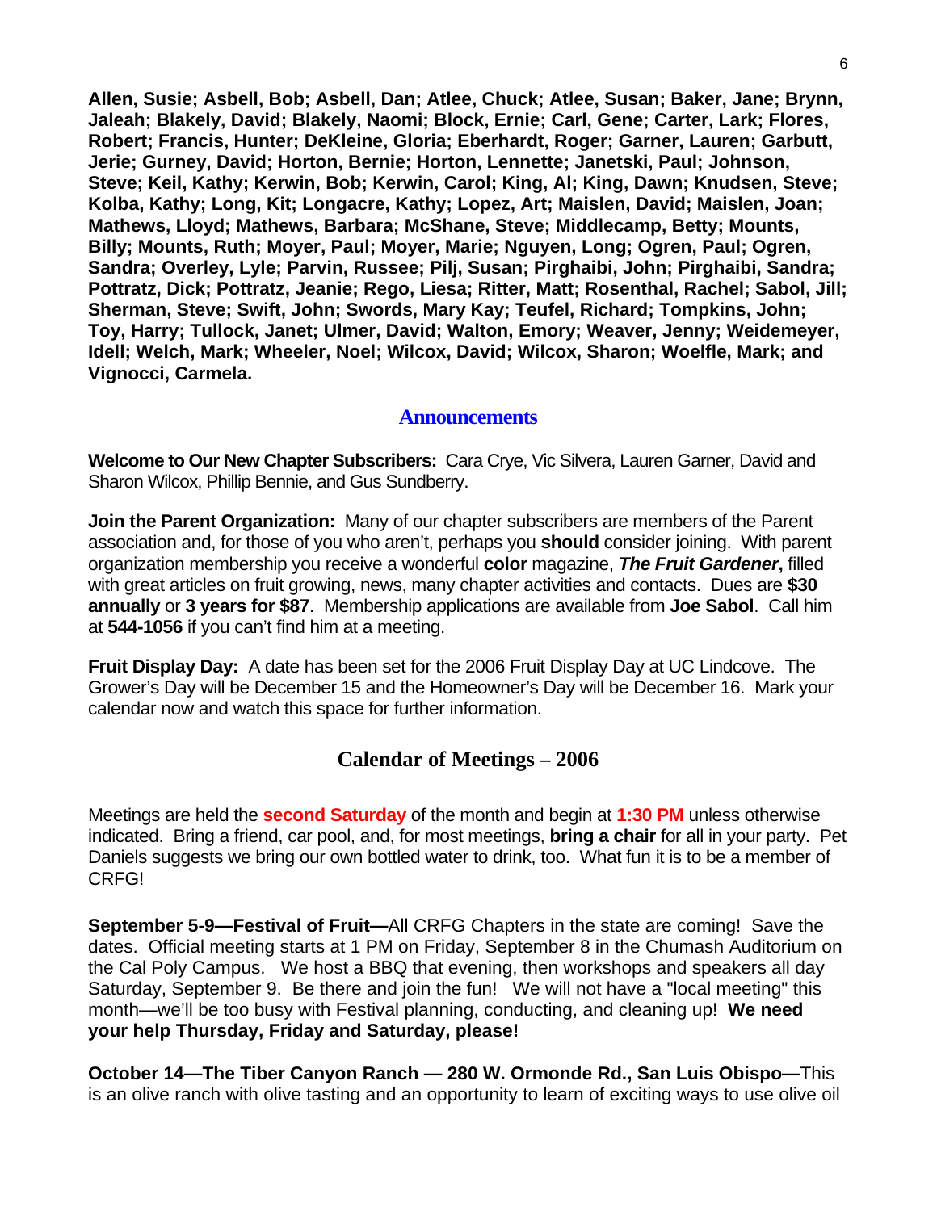**Allen, Susie; Asbell, Bob; Asbell, Dan; Atlee, Chuck; Atlee, Susan; Baker, Jane; Brynn, Jaleah; Blakely, David; Blakely, Naomi; Block, Ernie; Carl, Gene; Carter, Lark; Flores, Robert; Francis, Hunter; DeKleine, Gloria; Eberhardt, Roger; Garner, Lauren; Garbutt, Jerie; Gurney, David; Horton, Bernie; Horton, Lennette; Janetski, Paul; Johnson, Steve; Keil, Kathy; Kerwin, Bob; Kerwin, Carol; King, Al; King, Dawn; Knudsen, Steve; Kolba, Kathy; Long, Kit; Longacre, Kathy; Lopez, Art; Maislen, David; Maislen, Joan; Mathews, Lloyd; Mathews, Barbara; McShane, Steve; Middlecamp, Betty; Mounts, Billy; Mounts, Ruth; Moyer, Paul; Moyer, Marie; Nguyen, Long; Ogren, Paul; Ogren, Sandra; Overley, Lyle; Parvin, Russee; Pilj, Susan; Pirghaibi, John; Pirghaibi, Sandra; Pottratz, Dick; Pottratz, Jeanie; Rego, Liesa; Ritter, Matt; Rosenthal, Rachel; Sabol, Jill; Sherman, Steve; Swift, John; Swords, Mary Kay; Teufel, Richard; Tompkins, John; Toy, Harry; Tullock, Janet; Ulmer, David; Walton, Emory; Weaver, Jenny; Weidemeyer, Idell; Welch, Mark; Wheeler, Noel; Wilcox, David; Wilcox, Sharon; Woelfle, Mark; and Vignocci, Carmela.**

## Announcements

**Welcome to Our New Chapter Subscribers:** Cara Crye, Vic Silvera, Lauren Garner, David and Sharon Wilcox, Phillip Bennie, and Gus Sundberry.

**Join the Parent Organization:** Many of our chapter subscribers are members of the Parent association and, for those of you who aren't, perhaps you **should** consider joining. With parent organization membership you receive a wonderful **color** magazine, ***The Fruit Gardener*,** filled with great articles on fruit growing, news, many chapter activities and contacts. Dues are **$30 annually** or **3 years for $87**. Membership applications are available from **Joe Sabol**. Call him at **544-1056** if you can't find him at a meeting.

**Fruit Display Day:** A date has been set for the 2006 Fruit Display Day at UC Lindcove. The Grower's Day will be December 15 and the Homeowner's Day will be December 16. Mark your calendar now and watch this space for further information.

## Calendar of Meetings – 2006

Meetings are held the **second Saturday** of the month and begin at **1:30 PM** unless otherwise indicated. Bring a friend, car pool, and, for most meetings, **bring a chair** for all in your party. Pet Daniels suggests we bring our own bottled water to drink, too. What fun it is to be a member of CRFG!

**September 5-9—Festival of Fruit—**All CRFG Chapters in the state are coming! Save the dates. Official meeting starts at 1 PM on Friday, September 8 in the Chumash Auditorium on the Cal Poly Campus. We host a BBQ that evening, then workshops and speakers all day Saturday, September 9. Be there and join the fun! We will not have a "local meeting" this month—we'll be too busy with Festival planning, conducting, and cleaning up! **We need your help Thursday, Friday and Saturday, please!**

**October 14—The Tiber Canyon Ranch — 280 W. Ormonde Rd., San Luis Obispo—**This is an olive ranch with olive tasting and an opportunity to learn of exciting ways to use olive oil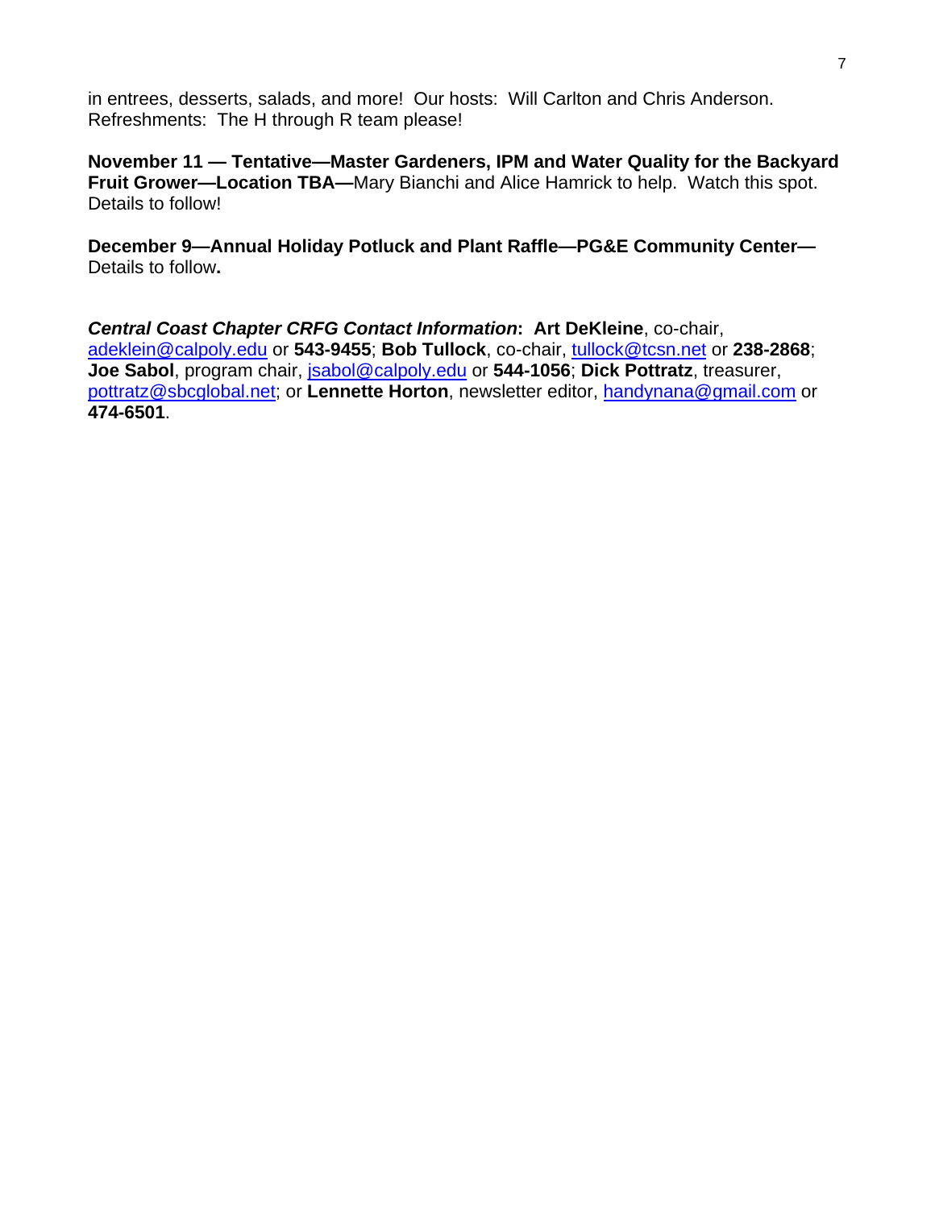in entrees, desserts, salads, and more! Our hosts: Will Carlton and Chris Anderson. Refreshments: The H through R team please!

**November 11 — Tentative—Master Gardeners, IPM and Water Quality for the Backyard Fruit Grower—Location TBA—**Mary Bianchi and Alice Hamrick to help. Watch this spot. Details to follow!

**December 9—Annual Holiday Potluck and Plant Raffle—PG&E Community Center—** Details to follow**.**

***Central Coast Chapter CRFG Contact Information*****: Art DeKleine**, co-chair, adeklein@calpoly.edu or **543-9455**; **Bob Tullock**, co-chair, tullock@tcsn.net or **238-2868**; **Joe Sabol**, program chair, jsabol@calpoly.edu or **544-1056**; **Dick Pottratz**, treasurer, pottratz@sbcglobal.net; or **Lennette Horton**, newsletter editor, handynana@gmail.com or **474-6501**.